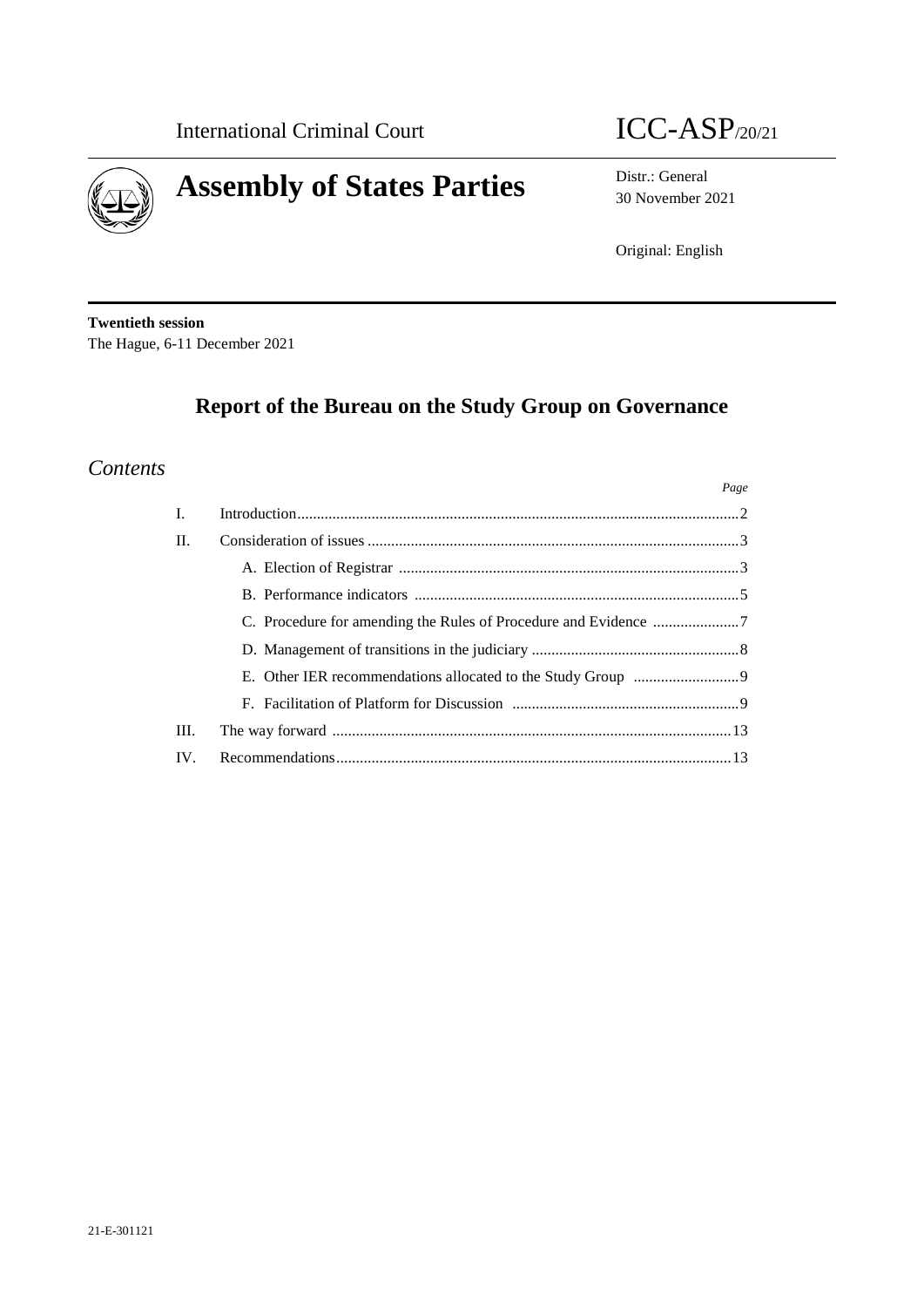International Criminal Court

ICC-ASP/20/21

# Assembly of States Parties

Distr.: General
30 November 2021

Original: English

**Twentieth session**
The Hague, 6-11 December 2021

## Report of the Bureau on the Study Group on Governance

### *Contents*

| | | *Page* |
|---|---|---|
| I. | Introduction | 2 |
| II. | Consideration of issues | 3 |
| | A. Election of Registrar | 3 |
| | B. Performance indicators | 5 |
| | C. Procedure for amending the Rules of Procedure and Evidence | 7 |
| | D. Management of transitions in the judiciary | 8 |
| | E. Other IER recommendations allocated to the Study Group | 9 |
| | F. Facilitation of Platform for Discussion | 9 |
| III. | The way forward | 13 |
| IV. | Recommendations | 13 |

21-E-301121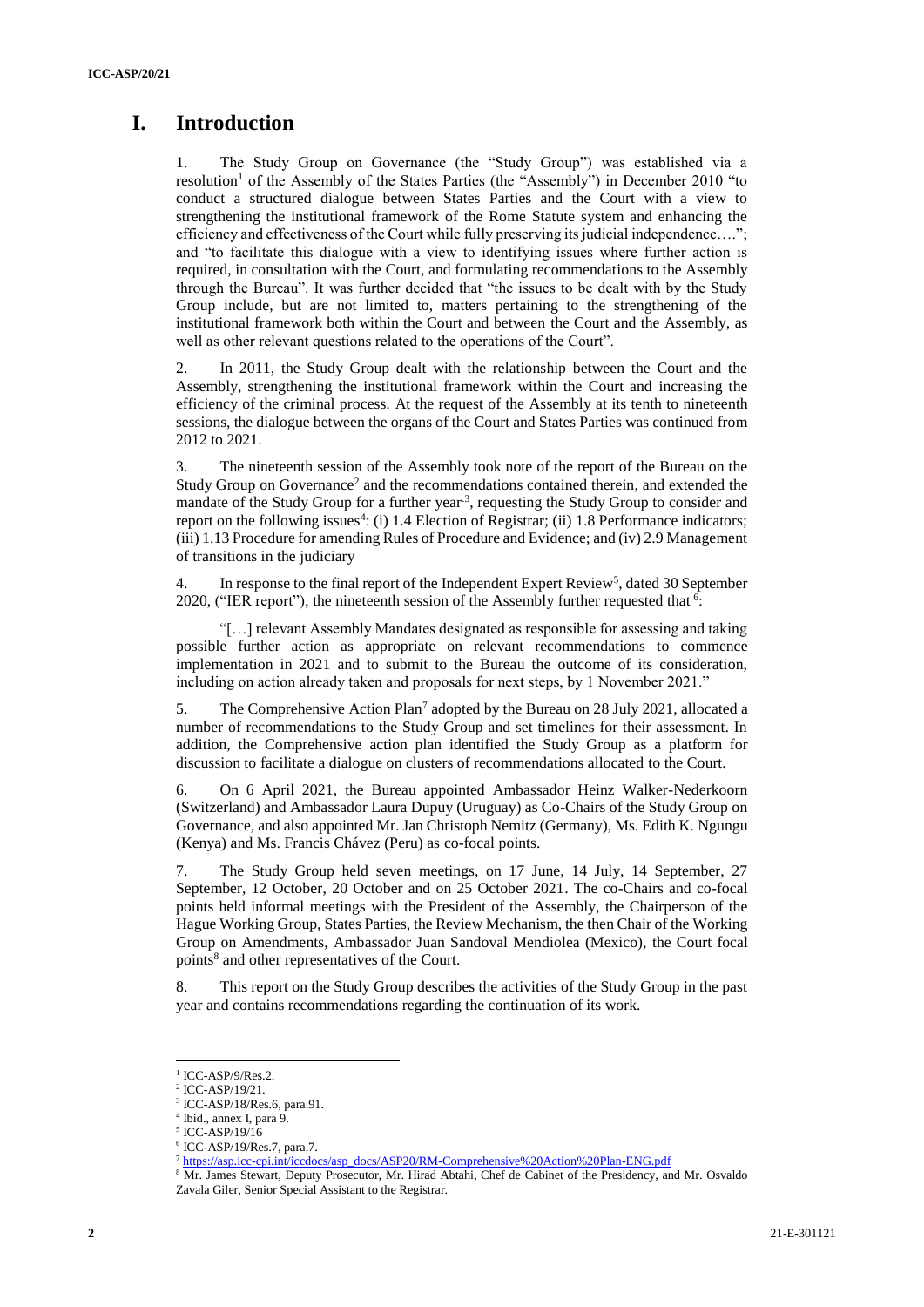# I. Introduction

1. The Study Group on Governance (the "Study Group") was established via a resolution[1] of the Assembly of the States Parties (the "Assembly") in December 2010 "to conduct a structured dialogue between States Parties and the Court with a view to strengthening the institutional framework of the Rome Statute system and enhancing the efficiency and effectiveness of the Court while fully preserving its judicial independence…."; and "to facilitate this dialogue with a view to identifying issues where further action is required, in consultation with the Court, and formulating recommendations to the Assembly through the Bureau". It was further decided that "the issues to be dealt with by the Study Group include, but are not limited to, matters pertaining to the strengthening of the institutional framework both within the Court and between the Court and the Assembly, as well as other relevant questions related to the operations of the Court".

2. In 2011, the Study Group dealt with the relationship between the Court and the Assembly, strengthening the institutional framework within the Court and increasing the efficiency of the criminal process. At the request of the Assembly at its tenth to nineteenth sessions, the dialogue between the organs of the Court and States Parties was continued from 2012 to 2021.

3. The nineteenth session of the Assembly took note of the report of the Bureau on the Study Group on Governance[2] and the recommendations contained therein, and extended the mandate of the Study Group for a further year[3], requesting the Study Group to consider and report on the following issues[4]: (i) 1.4 Election of Registrar; (ii) 1.8 Performance indicators; (iii) 1.13 Procedure for amending Rules of Procedure and Evidence; and (iv) 2.9 Management of transitions in the judiciary

4. In response to the final report of the Independent Expert Review[5], dated 30 September 2020, ("IER report"), the nineteenth session of the Assembly further requested that [6]:

"[…] relevant Assembly Mandates designated as responsible for assessing and taking possible further action as appropriate on relevant recommendations to commence implementation in 2021 and to submit to the Bureau the outcome of its consideration, including on action already taken and proposals for next steps, by 1 November 2021."

5. The Comprehensive Action Plan[7] adopted by the Bureau on 28 July 2021, allocated a number of recommendations to the Study Group and set timelines for their assessment. In addition, the Comprehensive action plan identified the Study Group as a platform for discussion to facilitate a dialogue on clusters of recommendations allocated to the Court.

6. On 6 April 2021, the Bureau appointed Ambassador Heinz Walker-Nederkoorn (Switzerland) and Ambassador Laura Dupuy (Uruguay) as Co-Chairs of the Study Group on Governance, and also appointed Mr. Jan Christoph Nemitz (Germany), Ms. Edith K. Ngungu (Kenya) and Ms. Francis Chávez (Peru) as co-focal points.

7. The Study Group held seven meetings, on 17 June, 14 July, 14 September, 27 September, 12 October, 20 October and on 25 October 2021. The co-Chairs and co-focal points held informal meetings with the President of the Assembly, the Chairperson of the Hague Working Group, States Parties, the Review Mechanism, the then Chair of the Working Group on Amendments, Ambassador Juan Sandoval Mendiolea (Mexico), the Court focal points[8] and other representatives of the Court.

8. This report on the Study Group describes the activities of the Study Group in the past year and contains recommendations regarding the continuation of its work.

---

[1] ICC-ASP/9/Res.2.

[2] ICC-ASP/19/21.

[3] ICC-ASP/18/Res.6, para.91.

[4] Ibid., annex I, para 9.

[5] ICC-ASP/19/16

[6] ICC-ASP/19/Res.7, para.7.

[7] https://asp.icc-cpi.int/iccdocs/asp_docs/ASP20/RM-Comprehensive%20Action%20Plan-ENG.pdf

[8] Mr. James Stewart, Deputy Prosecutor, Mr. Hirad Abtahi, Chef de Cabinet of the Presidency, and Mr. Osvaldo Zavala Giler, Senior Special Assistant to the Registrar.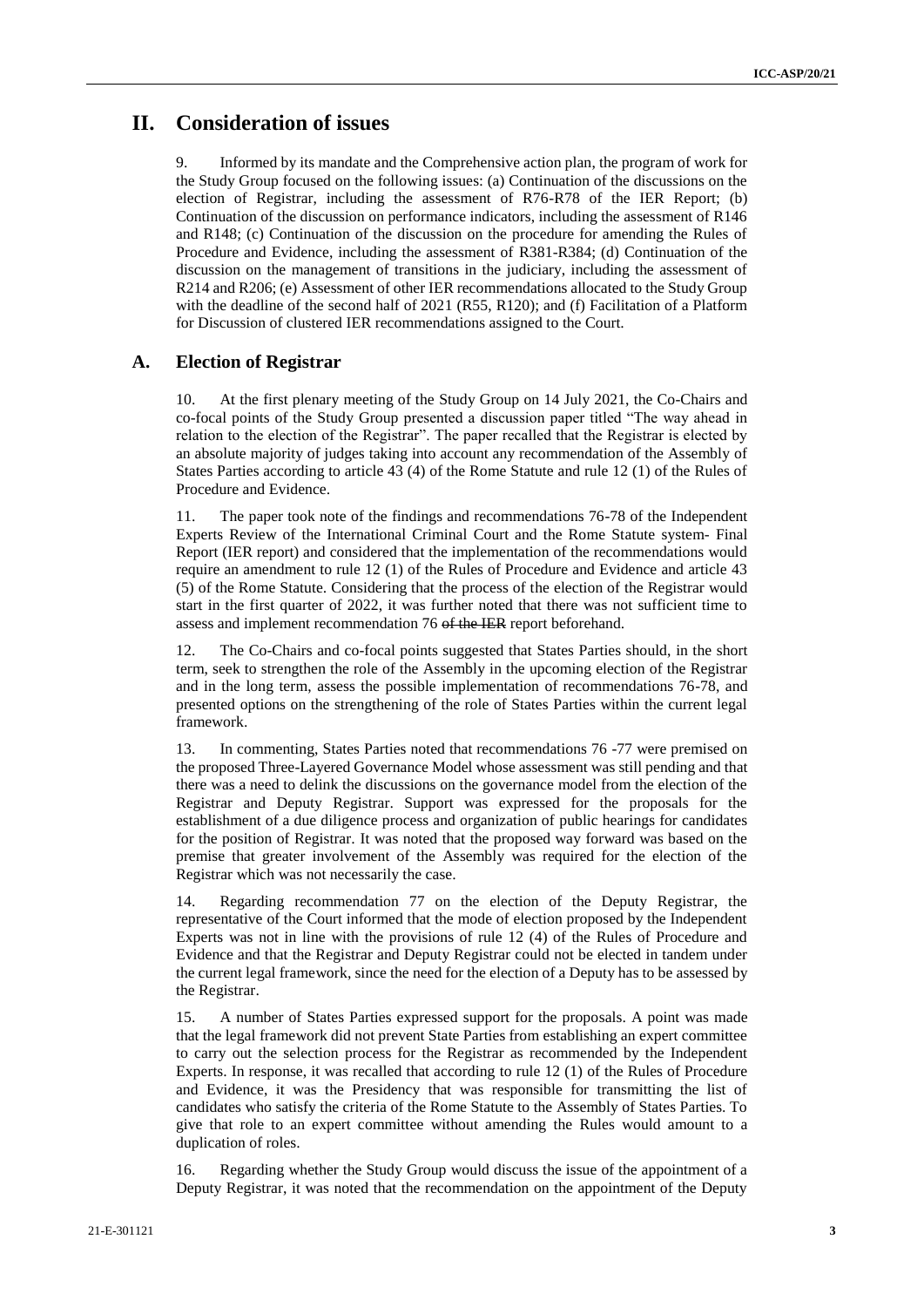# II. Consideration of issues

9. Informed by its mandate and the Comprehensive action plan, the program of work for the Study Group focused on the following issues: (a) Continuation of the discussions on the election of Registrar, including the assessment of R76-R78 of the IER Report; (b) Continuation of the discussion on performance indicators, including the assessment of R146 and R148; (c) Continuation of the discussion on the procedure for amending the Rules of Procedure and Evidence, including the assessment of R381-R384; (d) Continuation of the discussion on the management of transitions in the judiciary, including the assessment of R214 and R206; (e) Assessment of other IER recommendations allocated to the Study Group with the deadline of the second half of 2021 (R55, R120); and (f) Facilitation of a Platform for Discussion of clustered IER recommendations assigned to the Court.

## A. Election of Registrar

10. At the first plenary meeting of the Study Group on 14 July 2021, the Co-Chairs and co-focal points of the Study Group presented a discussion paper titled "The way ahead in relation to the election of the Registrar". The paper recalled that the Registrar is elected by an absolute majority of judges taking into account any recommendation of the Assembly of States Parties according to article 43 (4) of the Rome Statute and rule 12 (1) of the Rules of Procedure and Evidence.

11. The paper took note of the findings and recommendations 76-78 of the Independent Experts Review of the International Criminal Court and the Rome Statute system- Final Report (IER report) and considered that the implementation of the recommendations would require an amendment to rule 12 (1) of the Rules of Procedure and Evidence and article 43 (5) of the Rome Statute. Considering that the process of the election of the Registrar would start in the first quarter of 2022, it was further noted that there was not sufficient time to assess and implement recommendation 76 ~~of the IER~~ report beforehand.

12. The Co-Chairs and co-focal points suggested that States Parties should, in the short term, seek to strengthen the role of the Assembly in the upcoming election of the Registrar and in the long term, assess the possible implementation of recommendations 76-78, and presented options on the strengthening of the role of States Parties within the current legal framework.

13. In commenting, States Parties noted that recommendations 76 -77 were premised on the proposed Three-Layered Governance Model whose assessment was still pending and that there was a need to delink the discussions on the governance model from the election of the Registrar and Deputy Registrar. Support was expressed for the proposals for the establishment of a due diligence process and organization of public hearings for candidates for the position of Registrar. It was noted that the proposed way forward was based on the premise that greater involvement of the Assembly was required for the election of the Registrar which was not necessarily the case.

14. Regarding recommendation 77 on the election of the Deputy Registrar, the representative of the Court informed that the mode of election proposed by the Independent Experts was not in line with the provisions of rule 12 (4) of the Rules of Procedure and Evidence and that the Registrar and Deputy Registrar could not be elected in tandem under the current legal framework, since the need for the election of a Deputy has to be assessed by the Registrar.

15. A number of States Parties expressed support for the proposals. A point was made that the legal framework did not prevent State Parties from establishing an expert committee to carry out the selection process for the Registrar as recommended by the Independent Experts. In response, it was recalled that according to rule 12 (1) of the Rules of Procedure and Evidence, it was the Presidency that was responsible for transmitting the list of candidates who satisfy the criteria of the Rome Statute to the Assembly of States Parties. To give that role to an expert committee without amending the Rules would amount to a duplication of roles.

16. Regarding whether the Study Group would discuss the issue of the appointment of a Deputy Registrar, it was noted that the recommendation on the appointment of the Deputy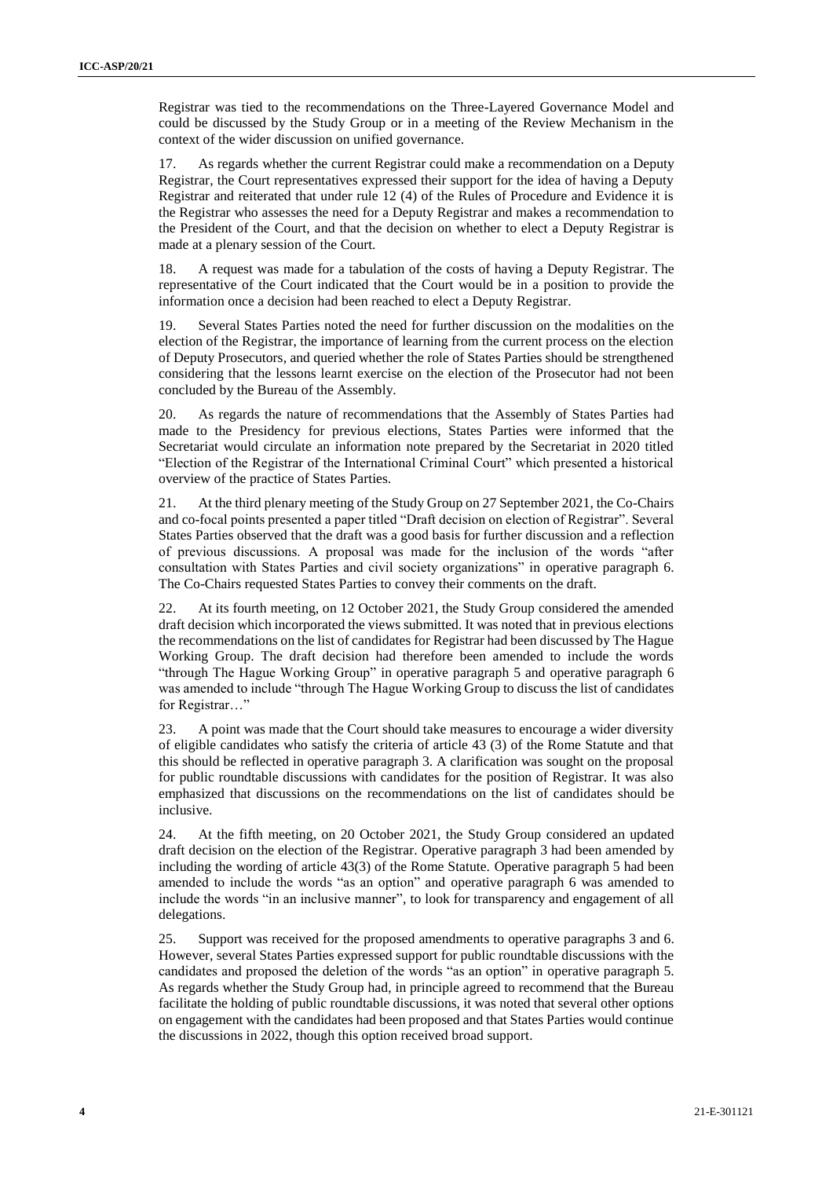Registrar was tied to the recommendations on the Three-Layered Governance Model and could be discussed by the Study Group or in a meeting of the Review Mechanism in the context of the wider discussion on unified governance.

17. As regards whether the current Registrar could make a recommendation on a Deputy Registrar, the Court representatives expressed their support for the idea of having a Deputy Registrar and reiterated that under rule 12 (4) of the Rules of Procedure and Evidence it is the Registrar who assesses the need for a Deputy Registrar and makes a recommendation to the President of the Court, and that the decision on whether to elect a Deputy Registrar is made at a plenary session of the Court.

18. A request was made for a tabulation of the costs of having a Deputy Registrar. The representative of the Court indicated that the Court would be in a position to provide the information once a decision had been reached to elect a Deputy Registrar.

19. Several States Parties noted the need for further discussion on the modalities on the election of the Registrar, the importance of learning from the current process on the election of Deputy Prosecutors, and queried whether the role of States Parties should be strengthened considering that the lessons learnt exercise on the election of the Prosecutor had not been concluded by the Bureau of the Assembly.

20. As regards the nature of recommendations that the Assembly of States Parties had made to the Presidency for previous elections, States Parties were informed that the Secretariat would circulate an information note prepared by the Secretariat in 2020 titled "Election of the Registrar of the International Criminal Court" which presented a historical overview of the practice of States Parties.

21. At the third plenary meeting of the Study Group on 27 September 2021, the Co-Chairs and co-focal points presented a paper titled "Draft decision on election of Registrar". Several States Parties observed that the draft was a good basis for further discussion and a reflection of previous discussions. A proposal was made for the inclusion of the words "after consultation with States Parties and civil society organizations" in operative paragraph 6. The Co-Chairs requested States Parties to convey their comments on the draft.

22. At its fourth meeting, on 12 October 2021, the Study Group considered the amended draft decision which incorporated the views submitted. It was noted that in previous elections the recommendations on the list of candidates for Registrar had been discussed by The Hague Working Group. The draft decision had therefore been amended to include the words "through The Hague Working Group" in operative paragraph 5 and operative paragraph 6 was amended to include "through The Hague Working Group to discuss the list of candidates for Registrar…"

23. A point was made that the Court should take measures to encourage a wider diversity of eligible candidates who satisfy the criteria of article 43 (3) of the Rome Statute and that this should be reflected in operative paragraph 3. A clarification was sought on the proposal for public roundtable discussions with candidates for the position of Registrar. It was also emphasized that discussions on the recommendations on the list of candidates should be inclusive.

24. At the fifth meeting, on 20 October 2021, the Study Group considered an updated draft decision on the election of the Registrar. Operative paragraph 3 had been amended by including the wording of article 43(3) of the Rome Statute. Operative paragraph 5 had been amended to include the words "as an option" and operative paragraph 6 was amended to include the words "in an inclusive manner", to look for transparency and engagement of all delegations.

25. Support was received for the proposed amendments to operative paragraphs 3 and 6. However, several States Parties expressed support for public roundtable discussions with the candidates and proposed the deletion of the words "as an option" in operative paragraph 5. As regards whether the Study Group had, in principle agreed to recommend that the Bureau facilitate the holding of public roundtable discussions, it was noted that several other options on engagement with the candidates had been proposed and that States Parties would continue the discussions in 2022, though this option received broad support.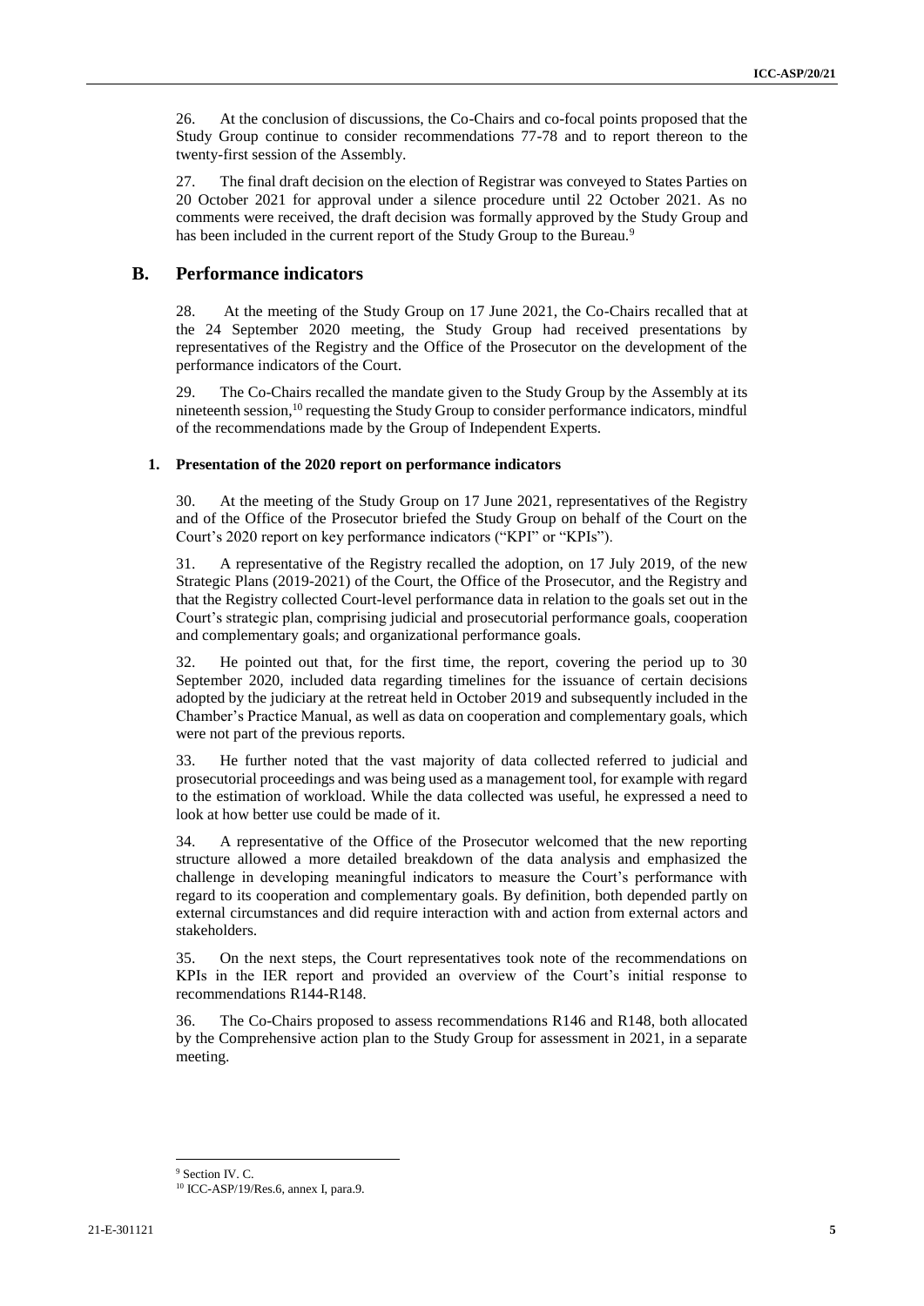26. At the conclusion of discussions, the Co-Chairs and co-focal points proposed that the Study Group continue to consider recommendations 77-78 and to report thereon to the twenty-first session of the Assembly.

27. The final draft decision on the election of Registrar was conveyed to States Parties on 20 October 2021 for approval under a silence procedure until 22 October 2021. As no comments were received, the draft decision was formally approved by the Study Group and has been included in the current report of the Study Group to the Bureau.[9]

## B. Performance indicators

28. At the meeting of the Study Group on 17 June 2021, the Co-Chairs recalled that at the 24 September 2020 meeting, the Study Group had received presentations by representatives of the Registry and the Office of the Prosecutor on the development of the performance indicators of the Court.

29. The Co-Chairs recalled the mandate given to the Study Group by the Assembly at its nineteenth session,[10] requesting the Study Group to consider performance indicators, mindful of the recommendations made by the Group of Independent Experts.

### 1. Presentation of the 2020 report on performance indicators

30. At the meeting of the Study Group on 17 June 2021, representatives of the Registry and of the Office of the Prosecutor briefed the Study Group on behalf of the Court on the Court's 2020 report on key performance indicators ("KPI" or "KPIs").

31. A representative of the Registry recalled the adoption, on 17 July 2019, of the new Strategic Plans (2019-2021) of the Court, the Office of the Prosecutor, and the Registry and that the Registry collected Court-level performance data in relation to the goals set out in the Court's strategic plan, comprising judicial and prosecutorial performance goals, cooperation and complementary goals; and organizational performance goals.

32. He pointed out that, for the first time, the report, covering the period up to 30 September 2020, included data regarding timelines for the issuance of certain decisions adopted by the judiciary at the retreat held in October 2019 and subsequently included in the Chamber's Practice Manual, as well as data on cooperation and complementary goals, which were not part of the previous reports.

33. He further noted that the vast majority of data collected referred to judicial and prosecutorial proceedings and was being used as a management tool, for example with regard to the estimation of workload. While the data collected was useful, he expressed a need to look at how better use could be made of it.

34. A representative of the Office of the Prosecutor welcomed that the new reporting structure allowed a more detailed breakdown of the data analysis and emphasized the challenge in developing meaningful indicators to measure the Court's performance with regard to its cooperation and complementary goals. By definition, both depended partly on external circumstances and did require interaction with and action from external actors and stakeholders.

35. On the next steps, the Court representatives took note of the recommendations on KPIs in the IER report and provided an overview of the Court's initial response to recommendations R144-R148.

36. The Co-Chairs proposed to assess recommendations R146 and R148, both allocated by the Comprehensive action plan to the Study Group for assessment in 2021, in a separate meeting.

---

[9] Section IV. C.

[10] ICC-ASP/19/Res.6, annex I, para.9.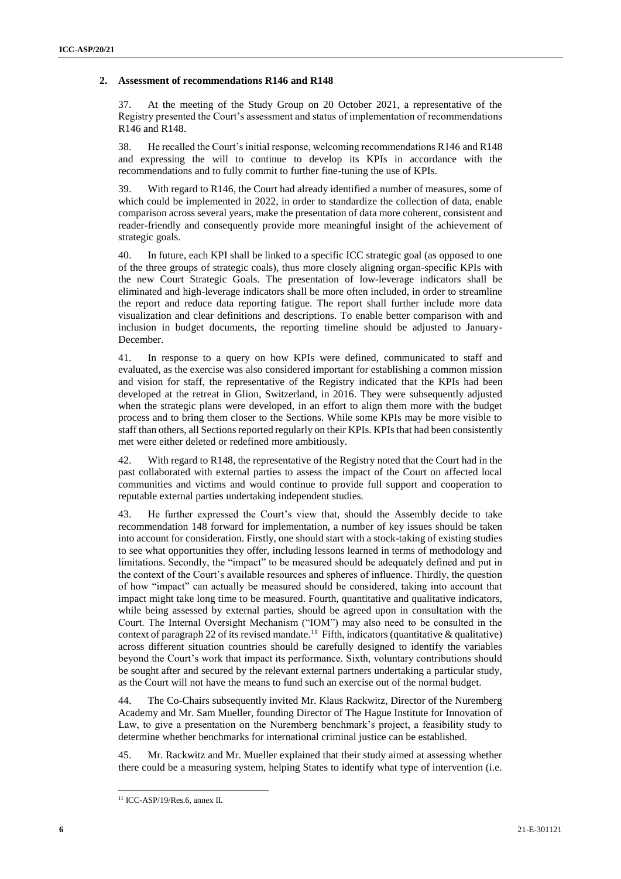## 2. Assessment of recommendations R146 and R148

37. At the meeting of the Study Group on 20 October 2021, a representative of the Registry presented the Court's assessment and status of implementation of recommendations R146 and R148.

38. He recalled the Court's initial response, welcoming recommendations R146 and R148 and expressing the will to continue to develop its KPIs in accordance with the recommendations and to fully commit to further fine-tuning the use of KPIs.

39. With regard to R146, the Court had already identified a number of measures, some of which could be implemented in 2022, in order to standardize the collection of data, enable comparison across several years, make the presentation of data more coherent, consistent and reader-friendly and consequently provide more meaningful insight of the achievement of strategic goals.

40. In future, each KPI shall be linked to a specific ICC strategic goal (as opposed to one of the three groups of strategic coals), thus more closely aligning organ-specific KPIs with the new Court Strategic Goals. The presentation of low-leverage indicators shall be eliminated and high-leverage indicators shall be more often included, in order to streamline the report and reduce data reporting fatigue. The report shall further include more data visualization and clear definitions and descriptions. To enable better comparison with and inclusion in budget documents, the reporting timeline should be adjusted to January-December.

41. In response to a query on how KPIs were defined, communicated to staff and evaluated, as the exercise was also considered important for establishing a common mission and vision for staff, the representative of the Registry indicated that the KPIs had been developed at the retreat in Glion, Switzerland, in 2016. They were subsequently adjusted when the strategic plans were developed, in an effort to align them more with the budget process and to bring them closer to the Sections. While some KPIs may be more visible to staff than others, all Sections reported regularly on their KPIs. KPIs that had been consistently met were either deleted or redefined more ambitiously.

42. With regard to R148, the representative of the Registry noted that the Court had in the past collaborated with external parties to assess the impact of the Court on affected local communities and victims and would continue to provide full support and cooperation to reputable external parties undertaking independent studies.

43. He further expressed the Court's view that, should the Assembly decide to take recommendation 148 forward for implementation, a number of key issues should be taken into account for consideration. Firstly, one should start with a stock-taking of existing studies to see what opportunities they offer, including lessons learned in terms of methodology and limitations. Secondly, the "impact" to be measured should be adequately defined and put in the context of the Court's available resources and spheres of influence. Thirdly, the question of how "impact" can actually be measured should be considered, taking into account that impact might take long time to be measured. Fourth, quantitative and qualitative indicators, while being assessed by external parties, should be agreed upon in consultation with the Court. The Internal Oversight Mechanism ("IOM") may also need to be consulted in the context of paragraph 22 of its revised mandate.[11] Fifth, indicators (quantitative & qualitative) across different situation countries should be carefully designed to identify the variables beyond the Court's work that impact its performance. Sixth, voluntary contributions should be sought after and secured by the relevant external partners undertaking a particular study, as the Court will not have the means to fund such an exercise out of the normal budget.

44. The Co-Chairs subsequently invited Mr. Klaus Rackwitz, Director of the Nuremberg Academy and Mr. Sam Mueller, founding Director of The Hague Institute for Innovation of Law, to give a presentation on the Nuremberg benchmark's project, a feasibility study to determine whether benchmarks for international criminal justice can be established.

45. Mr. Rackwitz and Mr. Mueller explained that their study aimed at assessing whether there could be a measuring system, helping States to identify what type of intervention (i.e.

[11] ICC-ASP/19/Res.6, annex II.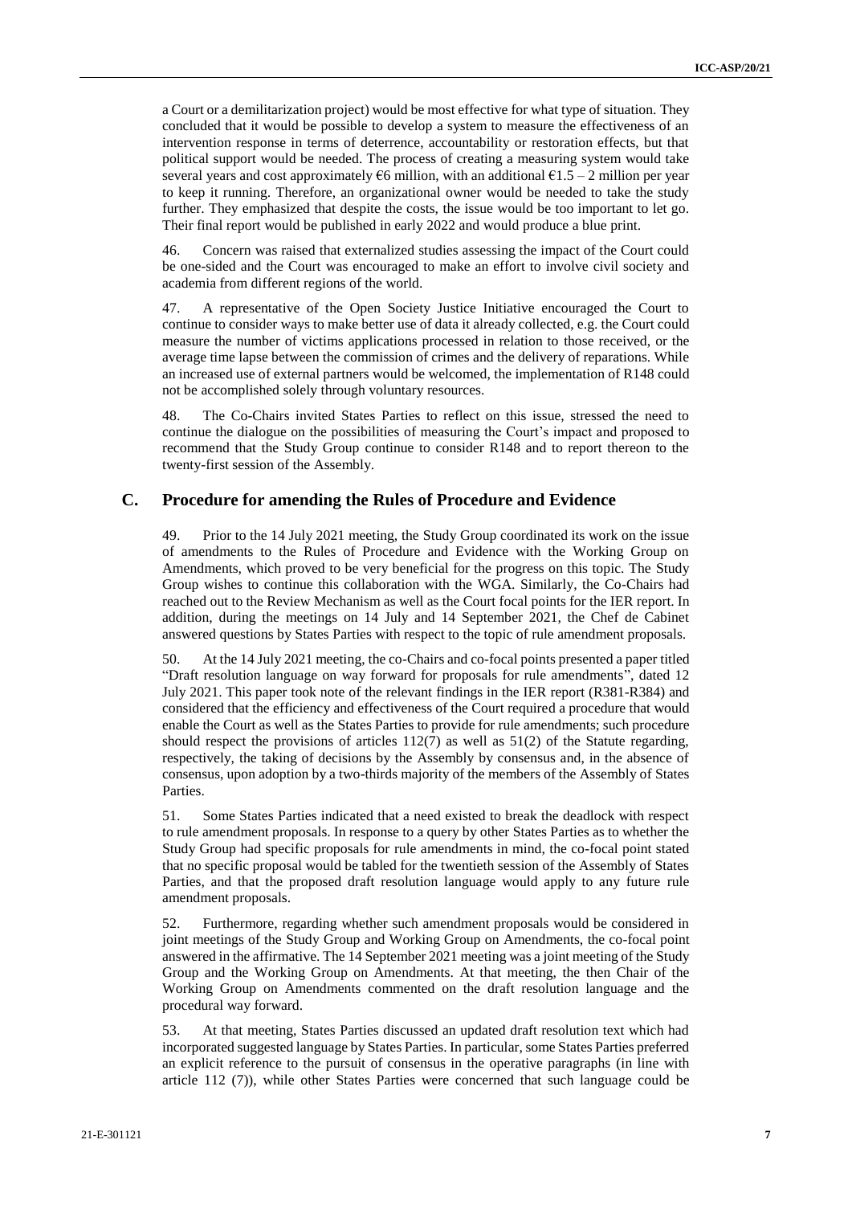a Court or a demilitarization project) would be most effective for what type of situation. They concluded that it would be possible to develop a system to measure the effectiveness of an intervention response in terms of deterrence, accountability or restoration effects, but that political support would be needed. The process of creating a measuring system would take several years and cost approximately €6 million, with an additional €1.5 – 2 million per year to keep it running. Therefore, an organizational owner would be needed to take the study further. They emphasized that despite the costs, the issue would be too important to let go. Their final report would be published in early 2022 and would produce a blue print.

46. Concern was raised that externalized studies assessing the impact of the Court could be one-sided and the Court was encouraged to make an effort to involve civil society and academia from different regions of the world.

47. A representative of the Open Society Justice Initiative encouraged the Court to continue to consider ways to make better use of data it already collected, e.g. the Court could measure the number of victims applications processed in relation to those received, or the average time lapse between the commission of crimes and the delivery of reparations. While an increased use of external partners would be welcomed, the implementation of R148 could not be accomplished solely through voluntary resources.

48. The Co-Chairs invited States Parties to reflect on this issue, stressed the need to continue the dialogue on the possibilities of measuring the Court's impact and proposed to recommend that the Study Group continue to consider R148 and to report thereon to the twenty-first session of the Assembly.

## C. Procedure for amending the Rules of Procedure and Evidence

49. Prior to the 14 July 2021 meeting, the Study Group coordinated its work on the issue of amendments to the Rules of Procedure and Evidence with the Working Group on Amendments, which proved to be very beneficial for the progress on this topic. The Study Group wishes to continue this collaboration with the WGA. Similarly, the Co-Chairs had reached out to the Review Mechanism as well as the Court focal points for the IER report. In addition, during the meetings on 14 July and 14 September 2021, the Chef de Cabinet answered questions by States Parties with respect to the topic of rule amendment proposals.

50. At the 14 July 2021 meeting, the co-Chairs and co-focal points presented a paper titled "Draft resolution language on way forward for proposals for rule amendments", dated 12 July 2021. This paper took note of the relevant findings in the IER report (R381-R384) and considered that the efficiency and effectiveness of the Court required a procedure that would enable the Court as well as the States Parties to provide for rule amendments; such procedure should respect the provisions of articles 112(7) as well as 51(2) of the Statute regarding, respectively, the taking of decisions by the Assembly by consensus and, in the absence of consensus, upon adoption by a two-thirds majority of the members of the Assembly of States Parties.

51. Some States Parties indicated that a need existed to break the deadlock with respect to rule amendment proposals. In response to a query by other States Parties as to whether the Study Group had specific proposals for rule amendments in mind, the co-focal point stated that no specific proposal would be tabled for the twentieth session of the Assembly of States Parties, and that the proposed draft resolution language would apply to any future rule amendment proposals.

52. Furthermore, regarding whether such amendment proposals would be considered in joint meetings of the Study Group and Working Group on Amendments, the co-focal point answered in the affirmative. The 14 September 2021 meeting was a joint meeting of the Study Group and the Working Group on Amendments. At that meeting, the then Chair of the Working Group on Amendments commented on the draft resolution language and the procedural way forward.

53. At that meeting, States Parties discussed an updated draft resolution text which had incorporated suggested language by States Parties. In particular, some States Parties preferred an explicit reference to the pursuit of consensus in the operative paragraphs (in line with article 112 (7)), while other States Parties were concerned that such language could be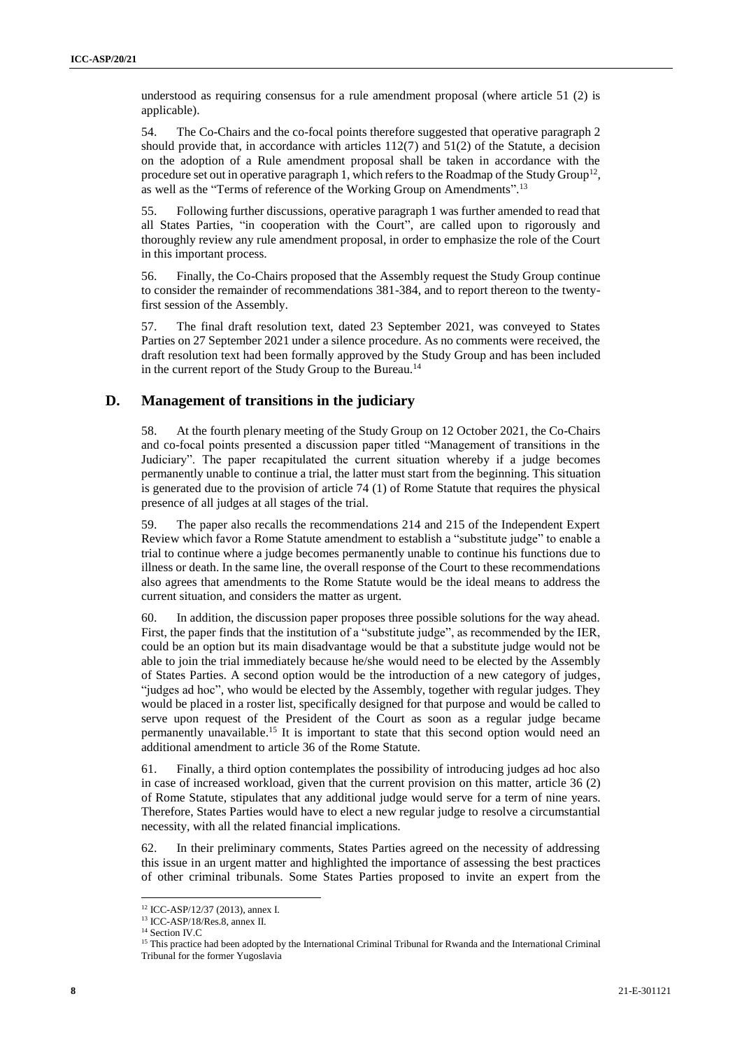understood as requiring consensus for a rule amendment proposal (where article 51 (2) is applicable).

54. The Co-Chairs and the co-focal points therefore suggested that operative paragraph 2 should provide that, in accordance with articles 112(7) and 51(2) of the Statute, a decision on the adoption of a Rule amendment proposal shall be taken in accordance with the procedure set out in operative paragraph 1, which refers to the Roadmap of the Study Group[12], as well as the "Terms of reference of the Working Group on Amendments".[13]

55. Following further discussions, operative paragraph 1 was further amended to read that all States Parties, "in cooperation with the Court", are called upon to rigorously and thoroughly review any rule amendment proposal, in order to emphasize the role of the Court in this important process.

56. Finally, the Co-Chairs proposed that the Assembly request the Study Group continue to consider the remainder of recommendations 381-384, and to report thereon to the twenty-first session of the Assembly.

57. The final draft resolution text, dated 23 September 2021, was conveyed to States Parties on 27 September 2021 under a silence procedure. As no comments were received, the draft resolution text had been formally approved by the Study Group and has been included in the current report of the Study Group to the Bureau.[14]

## D. Management of transitions in the judiciary

58. At the fourth plenary meeting of the Study Group on 12 October 2021, the Co-Chairs and co-focal points presented a discussion paper titled "Management of transitions in the Judiciary". The paper recapitulated the current situation whereby if a judge becomes permanently unable to continue a trial, the latter must start from the beginning. This situation is generated due to the provision of article 74 (1) of Rome Statute that requires the physical presence of all judges at all stages of the trial.

59. The paper also recalls the recommendations 214 and 215 of the Independent Expert Review which favor a Rome Statute amendment to establish a "substitute judge" to enable a trial to continue where a judge becomes permanently unable to continue his functions due to illness or death. In the same line, the overall response of the Court to these recommendations also agrees that amendments to the Rome Statute would be the ideal means to address the current situation, and considers the matter as urgent.

60. In addition, the discussion paper proposes three possible solutions for the way ahead. First, the paper finds that the institution of a "substitute judge", as recommended by the IER, could be an option but its main disadvantage would be that a substitute judge would not be able to join the trial immediately because he/she would need to be elected by the Assembly of States Parties. A second option would be the introduction of a new category of judges, "judges ad hoc", who would be elected by the Assembly, together with regular judges. They would be placed in a roster list, specifically designed for that purpose and would be called to serve upon request of the President of the Court as soon as a regular judge became permanently unavailable.[15] It is important to state that this second option would need an additional amendment to article 36 of the Rome Statute.

61. Finally, a third option contemplates the possibility of introducing judges ad hoc also in case of increased workload, given that the current provision on this matter, article 36 (2) of Rome Statute, stipulates that any additional judge would serve for a term of nine years. Therefore, States Parties would have to elect a new regular judge to resolve a circumstantial necessity, with all the related financial implications.

62. In their preliminary comments, States Parties agreed on the necessity of addressing this issue in an urgent matter and highlighted the importance of assessing the best practices of other criminal tribunals. Some States Parties proposed to invite an expert from the

---

[12] ICC-ASP/12/37 (2013), annex I.

[13] ICC-ASP/18/Res.8, annex II.

[14] Section IV.C

[15] This practice had been adopted by the International Criminal Tribunal for Rwanda and the International Criminal Tribunal for the former Yugoslavia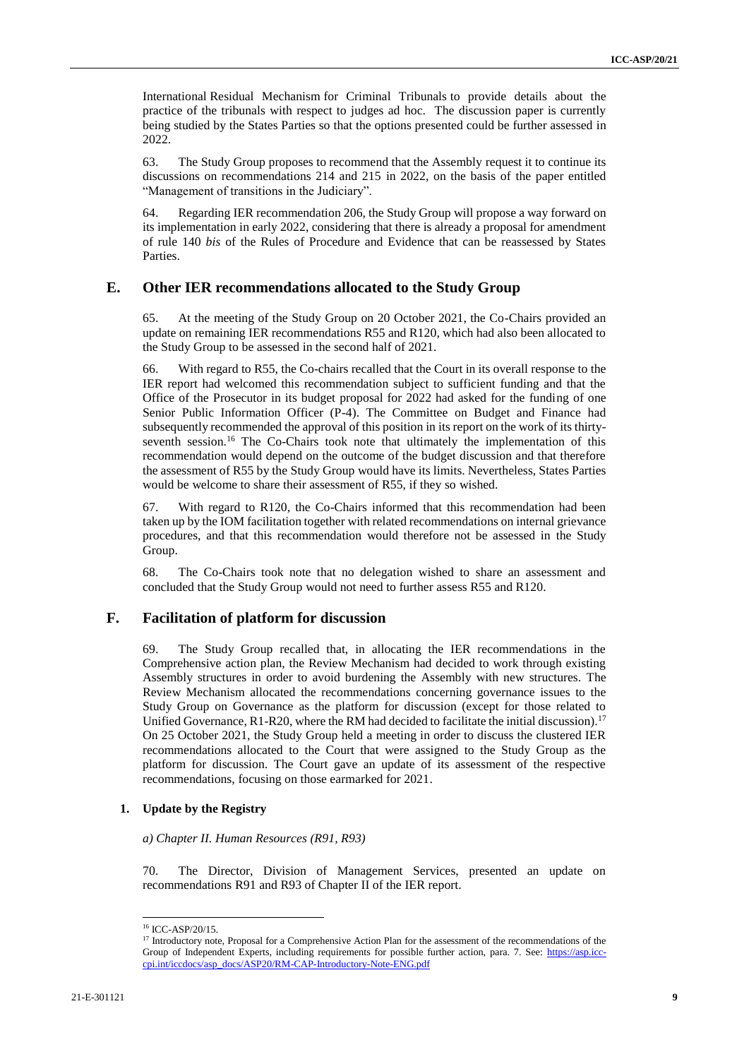International Residual Mechanism for Criminal Tribunals to provide details about the practice of the tribunals with respect to judges ad hoc. The discussion paper is currently being studied by the States Parties so that the options presented could be further assessed in 2022.

63. The Study Group proposes to recommend that the Assembly request it to continue its discussions on recommendations 214 and 215 in 2022, on the basis of the paper entitled "Management of transitions in the Judiciary".

64. Regarding IER recommendation 206, the Study Group will propose a way forward on its implementation in early 2022, considering that there is already a proposal for amendment of rule 140 *bis* of the Rules of Procedure and Evidence that can be reassessed by States Parties.

## E. Other IER recommendations allocated to the Study Group

65. At the meeting of the Study Group on 20 October 2021, the Co-Chairs provided an update on remaining IER recommendations R55 and R120, which had also been allocated to the Study Group to be assessed in the second half of 2021.

66. With regard to R55, the Co-chairs recalled that the Court in its overall response to the IER report had welcomed this recommendation subject to sufficient funding and that the Office of the Prosecutor in its budget proposal for 2022 had asked for the funding of one Senior Public Information Officer (P-4). The Committee on Budget and Finance had subsequently recommended the approval of this position in its report on the work of its thirty-seventh session.[16] The Co-Chairs took note that ultimately the implementation of this recommendation would depend on the outcome of the budget discussion and that therefore the assessment of R55 by the Study Group would have its limits. Nevertheless, States Parties would be welcome to share their assessment of R55, if they so wished.

67. With regard to R120, the Co-Chairs informed that this recommendation had been taken up by the IOM facilitation together with related recommendations on internal grievance procedures, and that this recommendation would therefore not be assessed in the Study Group.

68. The Co-Chairs took note that no delegation wished to share an assessment and concluded that the Study Group would not need to further assess R55 and R120.

## F. Facilitation of platform for discussion

69. The Study Group recalled that, in allocating the IER recommendations in the Comprehensive action plan, the Review Mechanism had decided to work through existing Assembly structures in order to avoid burdening the Assembly with new structures. The Review Mechanism allocated the recommendations concerning governance issues to the Study Group on Governance as the platform for discussion (except for those related to Unified Governance, R1-R20, where the RM had decided to facilitate the initial discussion).[17] On 25 October 2021, the Study Group held a meeting in order to discuss the clustered IER recommendations allocated to the Court that were assigned to the Study Group as the platform for discussion. The Court gave an update of its assessment of the respective recommendations, focusing on those earmarked for 2021.

### 1. Update by the Registry

*a) Chapter II. Human Resources (R91, R93)*

70. The Director, Division of Management Services, presented an update on recommendations R91 and R93 of Chapter II of the IER report.

---

[16] ICC-ASP/20/15.

[17] Introductory note, Proposal for a Comprehensive Action Plan for the assessment of the recommendations of the Group of Independent Experts, including requirements for possible further action, para. 7. See: https://asp.icc-cpi.int/iccdocs/asp_docs/ASP20/RM-CAP-Introductory-Note-ENG.pdf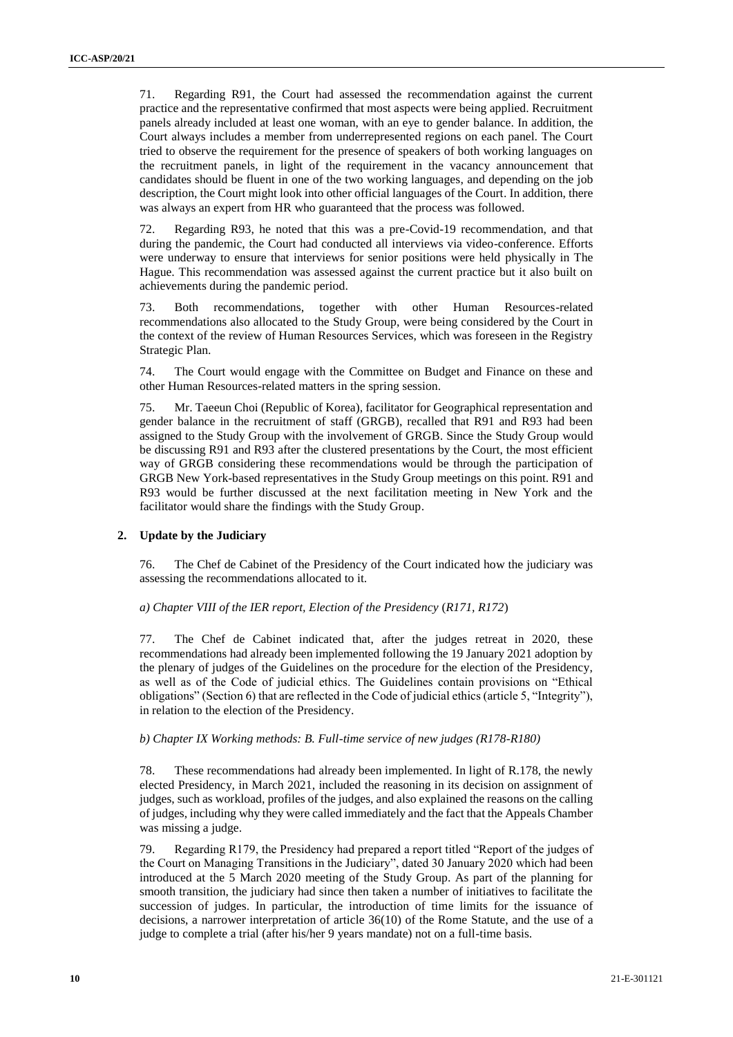71. Regarding R91, the Court had assessed the recommendation against the current practice and the representative confirmed that most aspects were being applied. Recruitment panels already included at least one woman, with an eye to gender balance. In addition, the Court always includes a member from underrepresented regions on each panel. The Court tried to observe the requirement for the presence of speakers of both working languages on the recruitment panels, in light of the requirement in the vacancy announcement that candidates should be fluent in one of the two working languages, and depending on the job description, the Court might look into other official languages of the Court. In addition, there was always an expert from HR who guaranteed that the process was followed.

72. Regarding R93, he noted that this was a pre-Covid-19 recommendation, and that during the pandemic, the Court had conducted all interviews via video-conference. Efforts were underway to ensure that interviews for senior positions were held physically in The Hague. This recommendation was assessed against the current practice but it also built on achievements during the pandemic period.

73. Both recommendations, together with other Human Resources-related recommendations also allocated to the Study Group, were being considered by the Court in the context of the review of Human Resources Services, which was foreseen in the Registry Strategic Plan.

74. The Court would engage with the Committee on Budget and Finance on these and other Human Resources-related matters in the spring session.

75. Mr. Taeeun Choi (Republic of Korea), facilitator for Geographical representation and gender balance in the recruitment of staff (GRGB), recalled that R91 and R93 had been assigned to the Study Group with the involvement of GRGB. Since the Study Group would be discussing R91 and R93 after the clustered presentations by the Court, the most efficient way of GRGB considering these recommendations would be through the participation of GRGB New York-based representatives in the Study Group meetings on this point. R91 and R93 would be further discussed at the next facilitation meeting in New York and the facilitator would share the findings with the Study Group.

### 2. Update by the Judiciary

76. The Chef de Cabinet of the Presidency of the Court indicated how the judiciary was assessing the recommendations allocated to it.

*a) Chapter VIII of the IER report, Election of the Presidency* (*R171, R172*)

77. The Chef de Cabinet indicated that, after the judges retreat in 2020, these recommendations had already been implemented following the 19 January 2021 adoption by the plenary of judges of the Guidelines on the procedure for the election of the Presidency, as well as of the Code of judicial ethics. The Guidelines contain provisions on "Ethical obligations" (Section 6) that are reflected in the Code of judicial ethics (article 5, "Integrity"), in relation to the election of the Presidency.

*b) Chapter IX Working methods: B. Full-time service of new judges (R178-R180)*

78. These recommendations had already been implemented. In light of R.178, the newly elected Presidency, in March 2021, included the reasoning in its decision on assignment of judges, such as workload, profiles of the judges, and also explained the reasons on the calling of judges, including why they were called immediately and the fact that the Appeals Chamber was missing a judge.

79. Regarding R179, the Presidency had prepared a report titled "Report of the judges of the Court on Managing Transitions in the Judiciary", dated 30 January 2020 which had been introduced at the 5 March 2020 meeting of the Study Group. As part of the planning for smooth transition, the judiciary had since then taken a number of initiatives to facilitate the succession of judges. In particular, the introduction of time limits for the issuance of decisions, a narrower interpretation of article 36(10) of the Rome Statute, and the use of a judge to complete a trial (after his/her 9 years mandate) not on a full-time basis.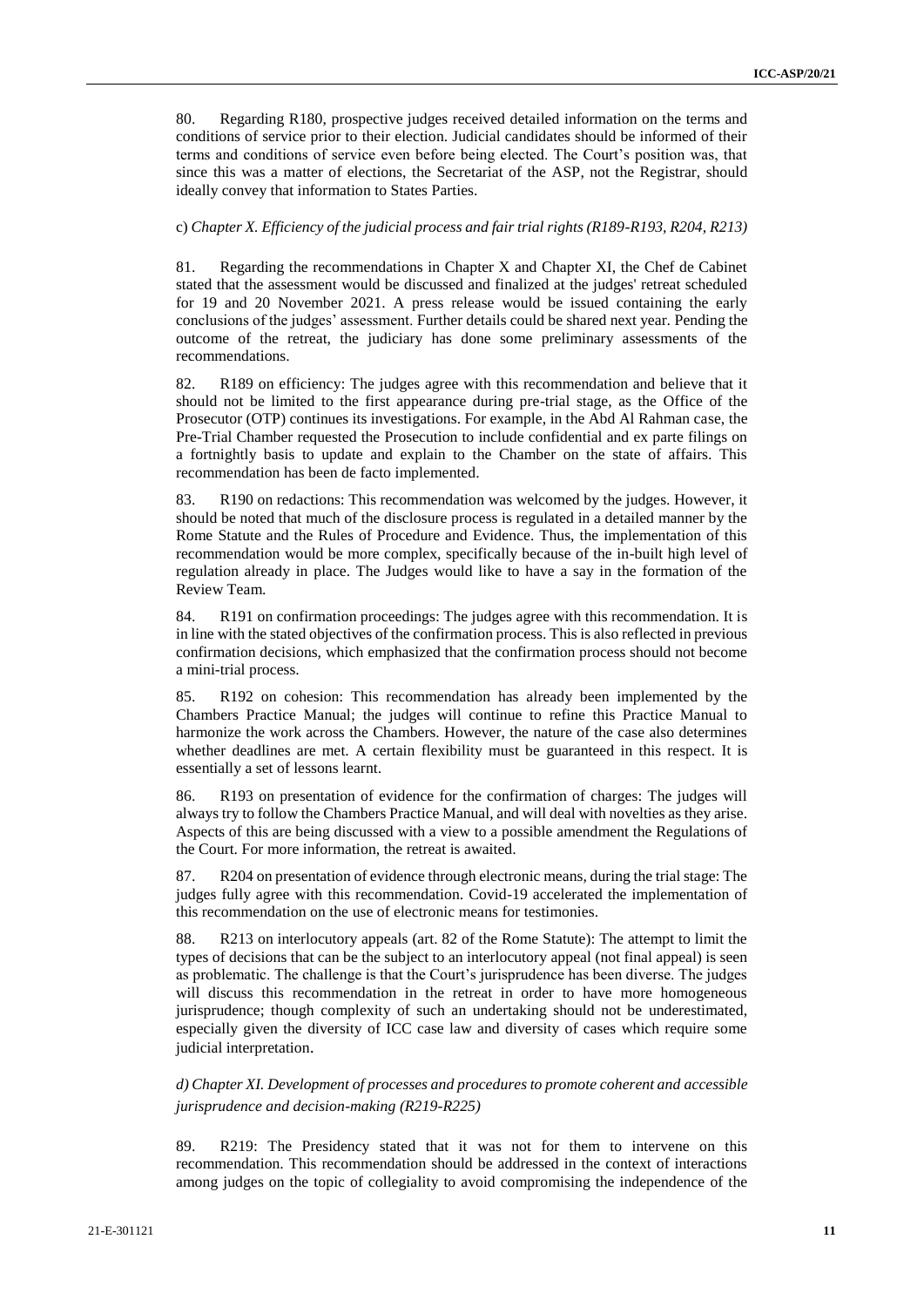80. Regarding R180, prospective judges received detailed information on the terms and conditions of service prior to their election. Judicial candidates should be informed of their terms and conditions of service even before being elected. The Court's position was, that since this was a matter of elections, the Secretariat of the ASP, not the Registrar, should ideally convey that information to States Parties.

c) *Chapter X. Efficiency of the judicial process and fair trial rights (R189-R193, R204, R213)*

81. Regarding the recommendations in Chapter X and Chapter XI, the Chef de Cabinet stated that the assessment would be discussed and finalized at the judges' retreat scheduled for 19 and 20 November 2021. A press release would be issued containing the early conclusions of the judges' assessment. Further details could be shared next year. Pending the outcome of the retreat, the judiciary has done some preliminary assessments of the recommendations.

82. R189 on efficiency: The judges agree with this recommendation and believe that it should not be limited to the first appearance during pre-trial stage, as the Office of the Prosecutor (OTP) continues its investigations. For example, in the Abd Al Rahman case, the Pre-Trial Chamber requested the Prosecution to include confidential and ex parte filings on a fortnightly basis to update and explain to the Chamber on the state of affairs. This recommendation has been de facto implemented.

83. R190 on redactions: This recommendation was welcomed by the judges. However, it should be noted that much of the disclosure process is regulated in a detailed manner by the Rome Statute and the Rules of Procedure and Evidence. Thus, the implementation of this recommendation would be more complex, specifically because of the in-built high level of regulation already in place. The Judges would like to have a say in the formation of the Review Team.

84. R191 on confirmation proceedings: The judges agree with this recommendation. It is in line with the stated objectives of the confirmation process. This is also reflected in previous confirmation decisions, which emphasized that the confirmation process should not become a mini-trial process.

85. R192 on cohesion: This recommendation has already been implemented by the Chambers Practice Manual; the judges will continue to refine this Practice Manual to harmonize the work across the Chambers. However, the nature of the case also determines whether deadlines are met. A certain flexibility must be guaranteed in this respect. It is essentially a set of lessons learnt.

86. R193 on presentation of evidence for the confirmation of charges: The judges will always try to follow the Chambers Practice Manual, and will deal with novelties as they arise. Aspects of this are being discussed with a view to a possible amendment the Regulations of the Court. For more information, the retreat is awaited.

87. R204 on presentation of evidence through electronic means, during the trial stage: The judges fully agree with this recommendation. Covid-19 accelerated the implementation of this recommendation on the use of electronic means for testimonies.

88. R213 on interlocutory appeals (art. 82 of the Rome Statute): The attempt to limit the types of decisions that can be the subject to an interlocutory appeal (not final appeal) is seen as problematic. The challenge is that the Court's jurisprudence has been diverse. The judges will discuss this recommendation in the retreat in order to have more homogeneous jurisprudence; though complexity of such an undertaking should not be underestimated, especially given the diversity of ICC case law and diversity of cases which require some judicial interpretation.

*d) Chapter XI. Development of processes and procedures to promote coherent and accessible jurisprudence and decision-making (R219-R225)*

89. R219: The Presidency stated that it was not for them to intervene on this recommendation. This recommendation should be addressed in the context of interactions among judges on the topic of collegiality to avoid compromising the independence of the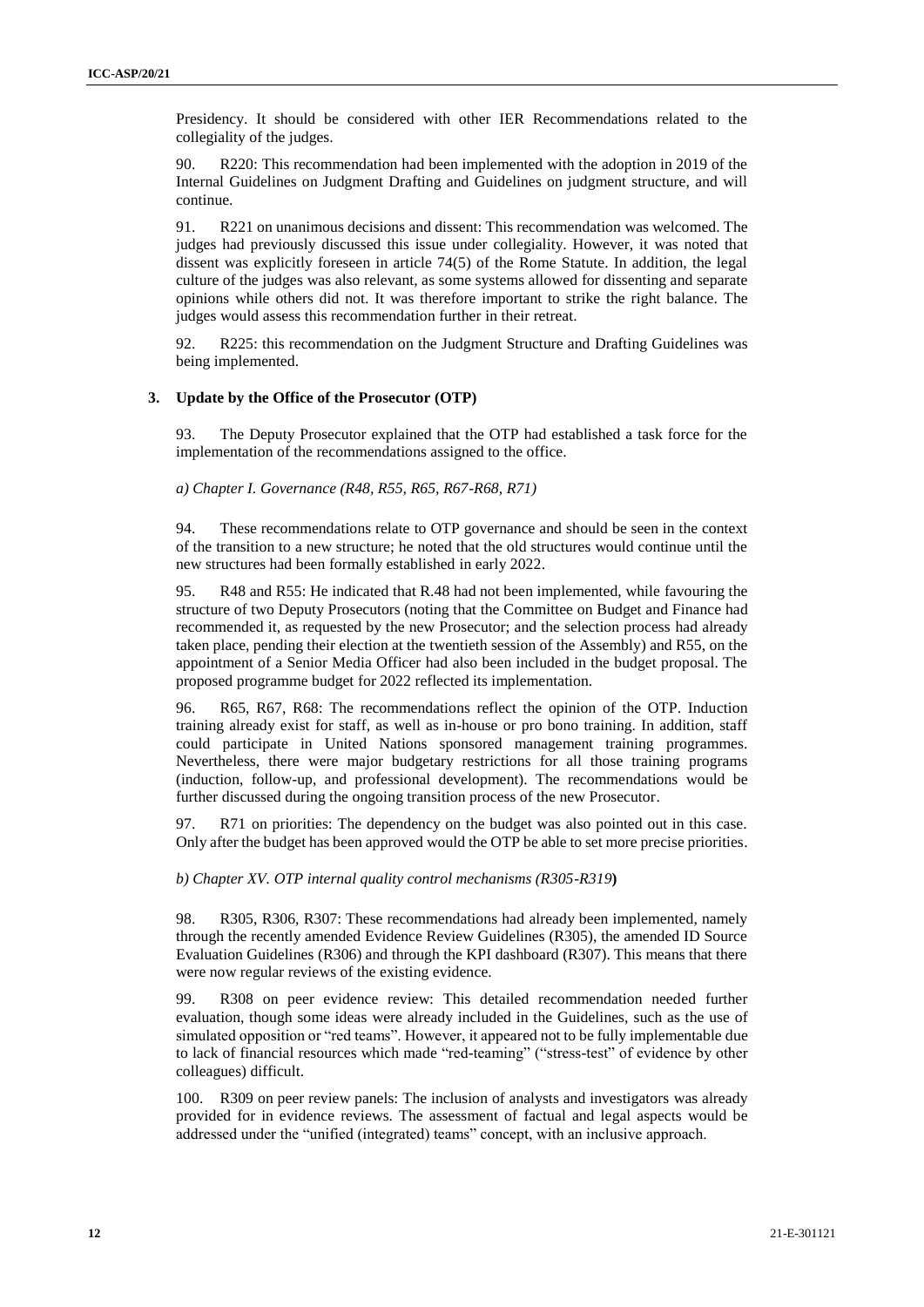Presidency. It should be considered with other IER Recommendations related to the collegiality of the judges.

90. R220: This recommendation had been implemented with the adoption in 2019 of the Internal Guidelines on Judgment Drafting and Guidelines on judgment structure, and will continue.

91. R221 on unanimous decisions and dissent: This recommendation was welcomed. The judges had previously discussed this issue under collegiality. However, it was noted that dissent was explicitly foreseen in article 74(5) of the Rome Statute. In addition, the legal culture of the judges was also relevant, as some systems allowed for dissenting and separate opinions while others did not. It was therefore important to strike the right balance. The judges would assess this recommendation further in their retreat.

92. R225: this recommendation on the Judgment Structure and Drafting Guidelines was being implemented.

### 3. Update by the Office of the Prosecutor (OTP)

93. The Deputy Prosecutor explained that the OTP had established a task force for the implementation of the recommendations assigned to the office.

*a) Chapter I. Governance (R48, R55, R65, R67-R68, R71)*

94. These recommendations relate to OTP governance and should be seen in the context of the transition to a new structure; he noted that the old structures would continue until the new structures had been formally established in early 2022.

95. R48 and R55: He indicated that R.48 had not been implemented, while favouring the structure of two Deputy Prosecutors (noting that the Committee on Budget and Finance had recommended it, as requested by the new Prosecutor; and the selection process had already taken place, pending their election at the twentieth session of the Assembly) and R55, on the appointment of a Senior Media Officer had also been included in the budget proposal. The proposed programme budget for 2022 reflected its implementation.

96. R65, R67, R68: The recommendations reflect the opinion of the OTP. Induction training already exist for staff, as well as in-house or pro bono training. In addition, staff could participate in United Nations sponsored management training programmes. Nevertheless, there were major budgetary restrictions for all those training programs (induction, follow-up, and professional development). The recommendations would be further discussed during the ongoing transition process of the new Prosecutor.

97. R71 on priorities: The dependency on the budget was also pointed out in this case. Only after the budget has been approved would the OTP be able to set more precise priorities.

*b) Chapter XV. OTP internal quality control mechanisms (R305-R319*)

98. R305, R306, R307: These recommendations had already been implemented, namely through the recently amended Evidence Review Guidelines (R305), the amended ID Source Evaluation Guidelines (R306) and through the KPI dashboard (R307). This means that there were now regular reviews of the existing evidence.

99. R308 on peer evidence review: This detailed recommendation needed further evaluation, though some ideas were already included in the Guidelines, such as the use of simulated opposition or "red teams". However, it appeared not to be fully implementable due to lack of financial resources which made "red-teaming" ("stress-test" of evidence by other colleagues) difficult.

100. R309 on peer review panels: The inclusion of analysts and investigators was already provided for in evidence reviews. The assessment of factual and legal aspects would be addressed under the "unified (integrated) teams" concept, with an inclusive approach.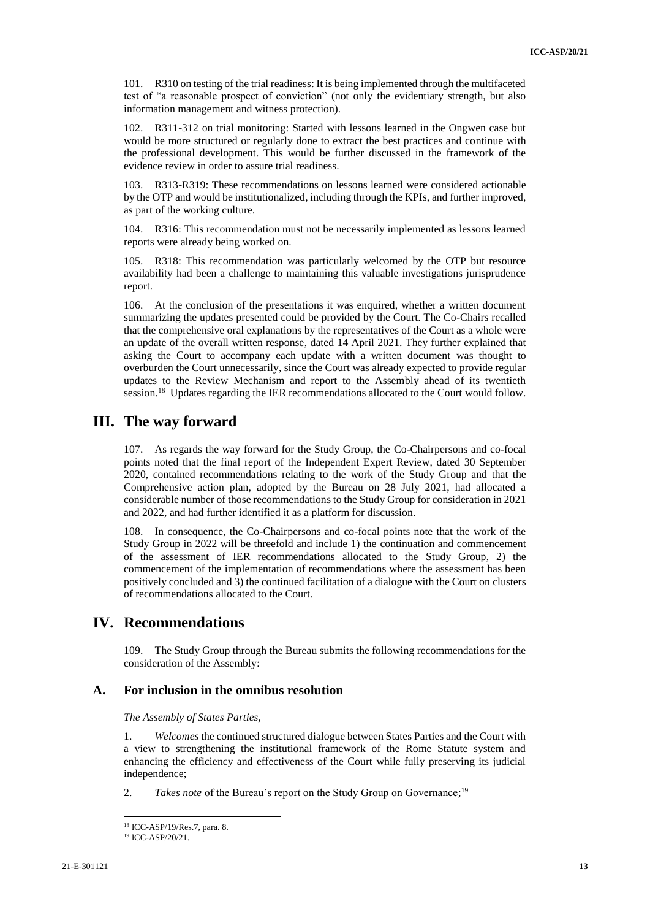101. R310 on testing of the trial readiness: It is being implemented through the multifaceted test of "a reasonable prospect of conviction" (not only the evidentiary strength, but also information management and witness protection).

102. R311-312 on trial monitoring: Started with lessons learned in the Ongwen case but would be more structured or regularly done to extract the best practices and continue with the professional development. This would be further discussed in the framework of the evidence review in order to assure trial readiness.

103. R313-R319: These recommendations on lessons learned were considered actionable by the OTP and would be institutionalized, including through the KPIs, and further improved, as part of the working culture.

104. R316: This recommendation must not be necessarily implemented as lessons learned reports were already being worked on.

105. R318: This recommendation was particularly welcomed by the OTP but resource availability had been a challenge to maintaining this valuable investigations jurisprudence report.

106. At the conclusion of the presentations it was enquired, whether a written document summarizing the updates presented could be provided by the Court. The Co-Chairs recalled that the comprehensive oral explanations by the representatives of the Court as a whole were an update of the overall written response, dated 14 April 2021. They further explained that asking the Court to accompany each update with a written document was thought to overburden the Court unnecessarily, since the Court was already expected to provide regular updates to the Review Mechanism and report to the Assembly ahead of its twentieth session.[18] Updates regarding the IER recommendations allocated to the Court would follow.

# III. The way forward

107. As regards the way forward for the Study Group, the Co-Chairpersons and co-focal points noted that the final report of the Independent Expert Review, dated 30 September 2020, contained recommendations relating to the work of the Study Group and that the Comprehensive action plan, adopted by the Bureau on 28 July 2021, had allocated a considerable number of those recommendations to the Study Group for consideration in 2021 and 2022, and had further identified it as a platform for discussion.

108. In consequence, the Co-Chairpersons and co-focal points note that the work of the Study Group in 2022 will be threefold and include 1) the continuation and commencement of the assessment of IER recommendations allocated to the Study Group, 2) the commencement of the implementation of recommendations where the assessment has been positively concluded and 3) the continued facilitation of a dialogue with the Court on clusters of recommendations allocated to the Court.

# IV. Recommendations

109. The Study Group through the Bureau submits the following recommendations for the consideration of the Assembly:

## A. For inclusion in the omnibus resolution

*The Assembly of States Parties,*

1. *Welcomes* the continued structured dialogue between States Parties and the Court with a view to strengthening the institutional framework of the Rome Statute system and enhancing the efficiency and effectiveness of the Court while fully preserving its judicial independence;

2. *Takes note* of the Bureau's report on the Study Group on Governance;[19]

---

[18] ICC-ASP/19/Res.7, para. 8.

[19] ICC-ASP/20/21.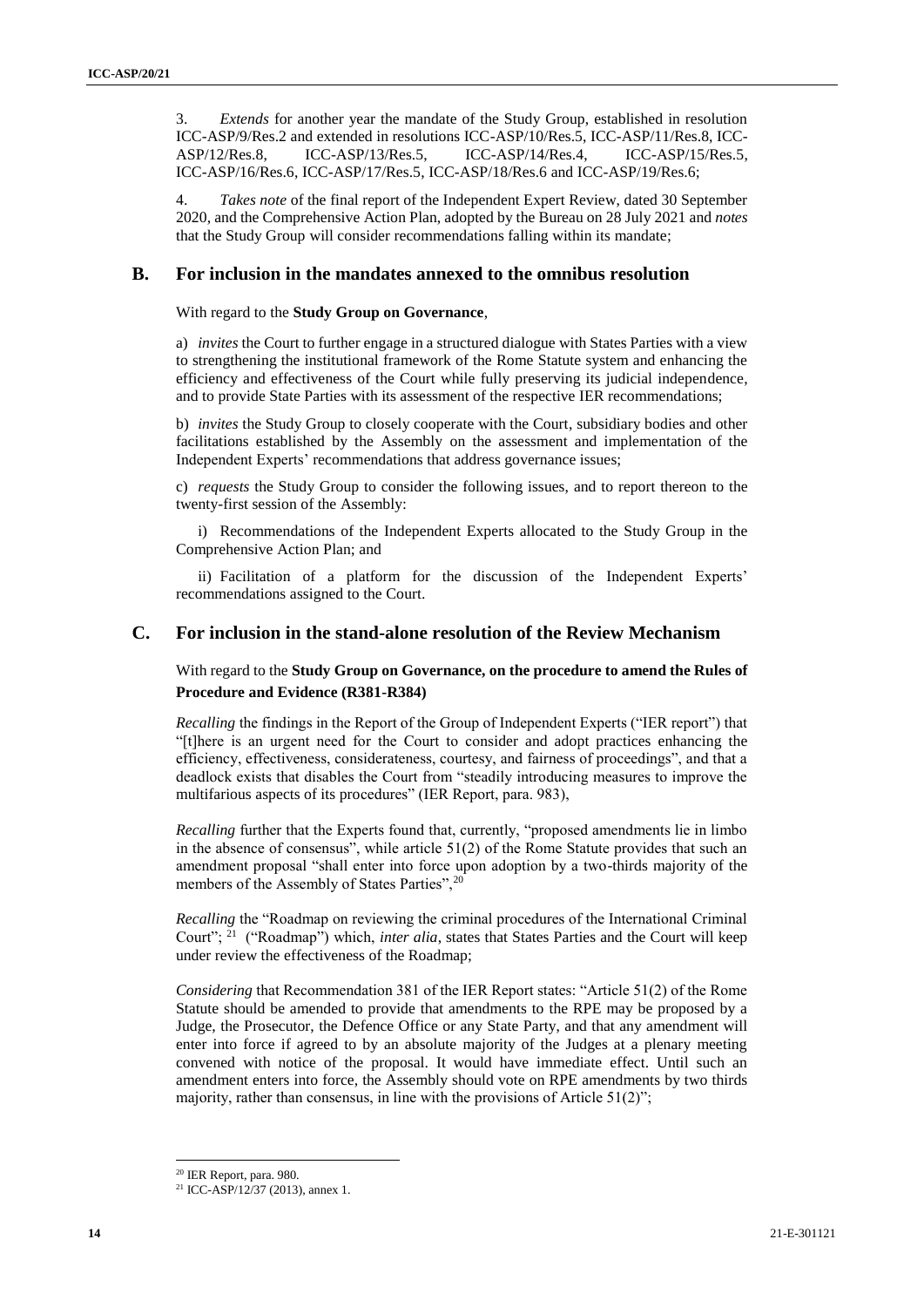3. *Extends* for another year the mandate of the Study Group, established in resolution ICC-ASP/9/Res.2 and extended in resolutions ICC-ASP/10/Res.5, ICC-ASP/11/Res.8, ICC-ASP/12/Res.8, ICC-ASP/13/Res.5, ICC-ASP/14/Res.4, ICC-ASP/15/Res.5, ICC-ASP/16/Res.6, ICC-ASP/17/Res.5, ICC-ASP/18/Res.6 and ICC-ASP/19/Res.6;

4. *Takes note* of the final report of the Independent Expert Review, dated 30 September 2020, and the Comprehensive Action Plan, adopted by the Bureau on 28 July 2021 and *notes* that the Study Group will consider recommendations falling within its mandate;

## B. For inclusion in the mandates annexed to the omnibus resolution

With regard to the **Study Group on Governance**,

a) *invites* the Court to further engage in a structured dialogue with States Parties with a view to strengthening the institutional framework of the Rome Statute system and enhancing the efficiency and effectiveness of the Court while fully preserving its judicial independence, and to provide State Parties with its assessment of the respective IER recommendations;

b) *invites* the Study Group to closely cooperate with the Court, subsidiary bodies and other facilitations established by the Assembly on the assessment and implementation of the Independent Experts' recommendations that address governance issues;

c) *requests* the Study Group to consider the following issues, and to report thereon to the twenty-first session of the Assembly:

i) Recommendations of the Independent Experts allocated to the Study Group in the Comprehensive Action Plan; and

ii) Facilitation of a platform for the discussion of the Independent Experts' recommendations assigned to the Court.

## C. For inclusion in the stand-alone resolution of the Review Mechanism

With regard to the **Study Group on Governance, on the procedure to amend the Rules of Procedure and Evidence (R381-R384)**

*Recalling* the findings in the Report of the Group of Independent Experts ("IER report") that "[t]here is an urgent need for the Court to consider and adopt practices enhancing the efficiency, effectiveness, considerateness, courtesy, and fairness of proceedings", and that a deadlock exists that disables the Court from "steadily introducing measures to improve the multifarious aspects of its procedures" (IER Report, para. 983),

*Recalling* further that the Experts found that, currently, "proposed amendments lie in limbo in the absence of consensus", while article 51(2) of the Rome Statute provides that such an amendment proposal "shall enter into force upon adoption by a two-thirds majority of the members of the Assembly of States Parties",[20]

*Recalling* the "Roadmap on reviewing the criminal procedures of the International Criminal Court"; [21] ("Roadmap") which, *inter alia*, states that States Parties and the Court will keep under review the effectiveness of the Roadmap;

*Considering* that Recommendation 381 of the IER Report states: "Article 51(2) of the Rome Statute should be amended to provide that amendments to the RPE may be proposed by a Judge, the Prosecutor, the Defence Office or any State Party, and that any amendment will enter into force if agreed to by an absolute majority of the Judges at a plenary meeting convened with notice of the proposal. It would have immediate effect. Until such an amendment enters into force, the Assembly should vote on RPE amendments by two thirds majority, rather than consensus, in line with the provisions of Article 51(2)";

[20] IER Report, para. 980.

[21] ICC-ASP/12/37 (2013), annex 1.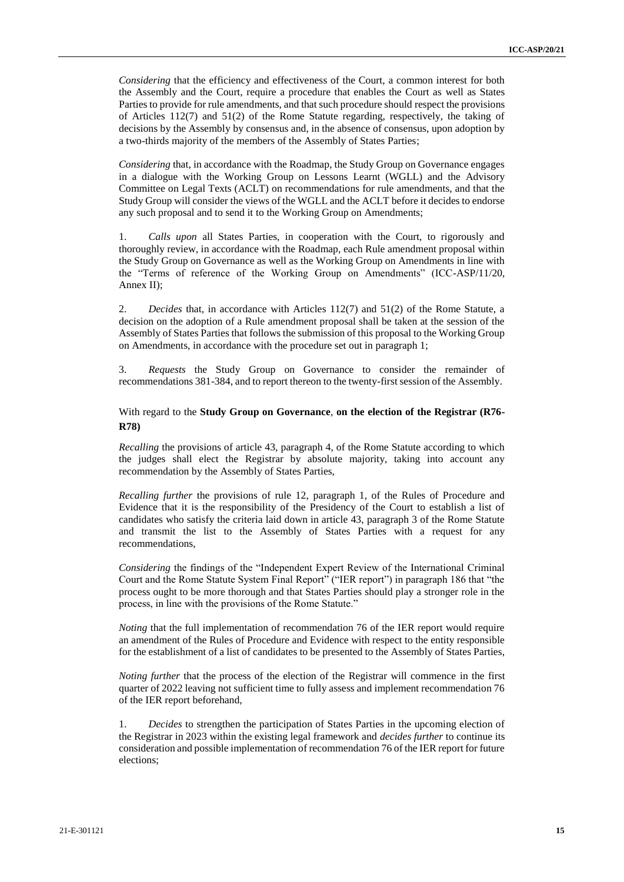*Considering* that the efficiency and effectiveness of the Court, a common interest for both the Assembly and the Court, require a procedure that enables the Court as well as States Parties to provide for rule amendments, and that such procedure should respect the provisions of Articles 112(7) and 51(2) of the Rome Statute regarding, respectively, the taking of decisions by the Assembly by consensus and, in the absence of consensus, upon adoption by a two-thirds majority of the members of the Assembly of States Parties;

*Considering* that, in accordance with the Roadmap, the Study Group on Governance engages in a dialogue with the Working Group on Lessons Learnt (WGLL) and the Advisory Committee on Legal Texts (ACLT) on recommendations for rule amendments, and that the Study Group will consider the views of the WGLL and the ACLT before it decides to endorse any such proposal and to send it to the Working Group on Amendments;

1. *Calls upon* all States Parties, in cooperation with the Court, to rigorously and thoroughly review, in accordance with the Roadmap, each Rule amendment proposal within the Study Group on Governance as well as the Working Group on Amendments in line with the "Terms of reference of the Working Group on Amendments" (ICC-ASP/11/20, Annex II);

2. *Decides* that, in accordance with Articles 112(7) and 51(2) of the Rome Statute, a decision on the adoption of a Rule amendment proposal shall be taken at the session of the Assembly of States Parties that follows the submission of this proposal to the Working Group on Amendments, in accordance with the procedure set out in paragraph 1;

3. *Requests* the Study Group on Governance to consider the remainder of recommendations 381-384, and to report thereon to the twenty-first session of the Assembly.

With regard to the **Study Group on Governance**, **on the election of the Registrar (R76-R78)**

*Recalling* the provisions of article 43, paragraph 4, of the Rome Statute according to which the judges shall elect the Registrar by absolute majority, taking into account any recommendation by the Assembly of States Parties,

*Recalling further* the provisions of rule 12, paragraph 1, of the Rules of Procedure and Evidence that it is the responsibility of the Presidency of the Court to establish a list of candidates who satisfy the criteria laid down in article 43, paragraph 3 of the Rome Statute and transmit the list to the Assembly of States Parties with a request for any recommendations,

*Considering* the findings of the "Independent Expert Review of the International Criminal Court and the Rome Statute System Final Report" ("IER report") in paragraph 186 that "the process ought to be more thorough and that States Parties should play a stronger role in the process, in line with the provisions of the Rome Statute."

*Noting* that the full implementation of recommendation 76 of the IER report would require an amendment of the Rules of Procedure and Evidence with respect to the entity responsible for the establishment of a list of candidates to be presented to the Assembly of States Parties,

*Noting further* that the process of the election of the Registrar will commence in the first quarter of 2022 leaving not sufficient time to fully assess and implement recommendation 76 of the IER report beforehand,

1. *Decides* to strengthen the participation of States Parties in the upcoming election of the Registrar in 2023 within the existing legal framework and *decides further* to continue its consideration and possible implementation of recommendation 76 of the IER report for future elections;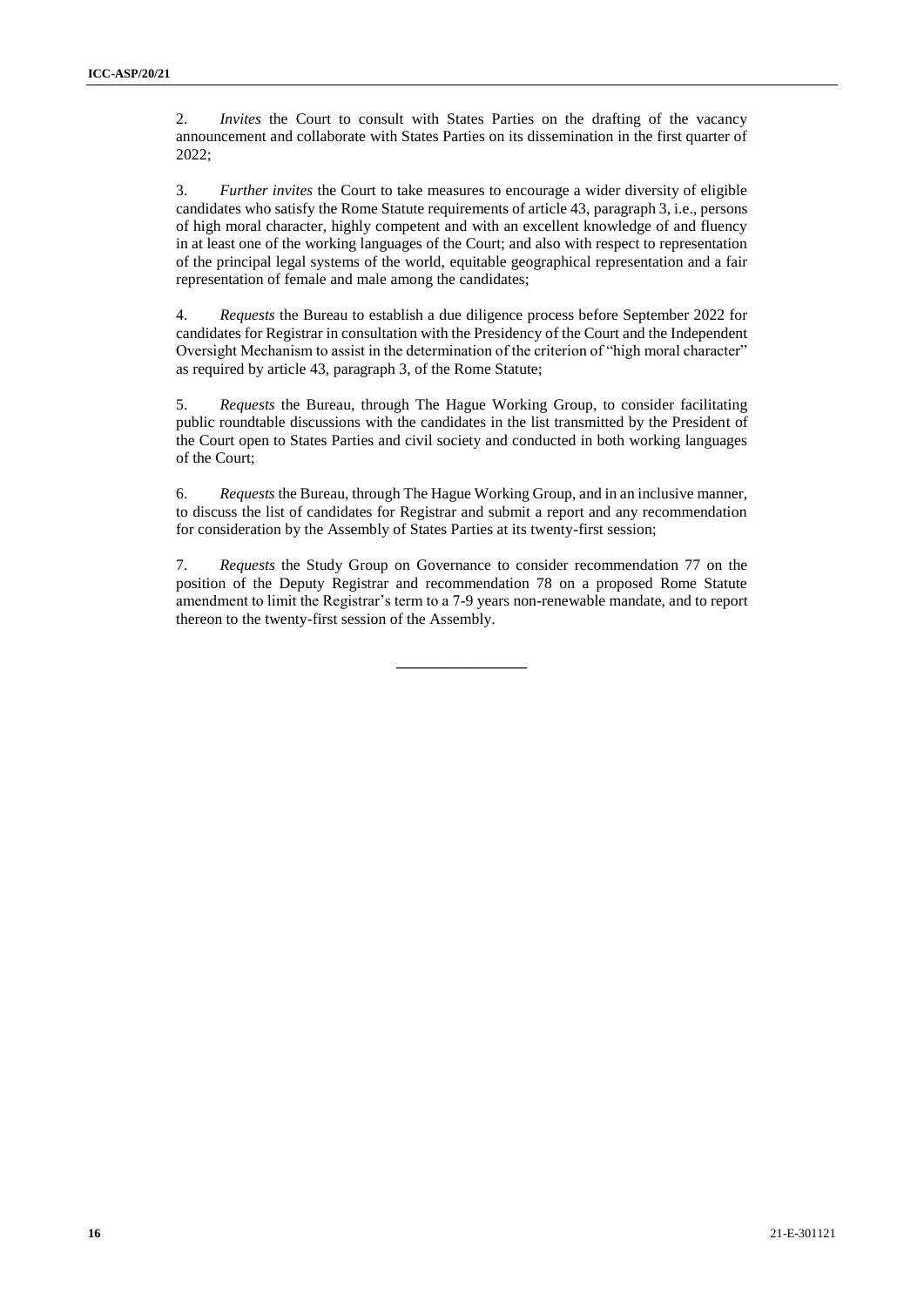2. *Invites* the Court to consult with States Parties on the drafting of the vacancy announcement and collaborate with States Parties on its dissemination in the first quarter of 2022;

3. *Further invites* the Court to take measures to encourage a wider diversity of eligible candidates who satisfy the Rome Statute requirements of article 43, paragraph 3, i.e., persons of high moral character, highly competent and with an excellent knowledge of and fluency in at least one of the working languages of the Court; and also with respect to representation of the principal legal systems of the world, equitable geographical representation and a fair representation of female and male among the candidates;

4. *Requests* the Bureau to establish a due diligence process before September 2022 for candidates for Registrar in consultation with the Presidency of the Court and the Independent Oversight Mechanism to assist in the determination of the criterion of "high moral character" as required by article 43, paragraph 3, of the Rome Statute;

5. *Requests* the Bureau, through The Hague Working Group, to consider facilitating public roundtable discussions with the candidates in the list transmitted by the President of the Court open to States Parties and civil society and conducted in both working languages of the Court;

6. *Requests* the Bureau, through The Hague Working Group, and in an inclusive manner, to discuss the list of candidates for Registrar and submit a report and any recommendation for consideration by the Assembly of States Parties at its twenty-first session;

7. *Requests* the Study Group on Governance to consider recommendation 77 on the position of the Deputy Registrar and recommendation 78 on a proposed Rome Statute amendment to limit the Registrar's term to a 7-9 years non-renewable mandate, and to report thereon to the twenty-first session of the Assembly.

---